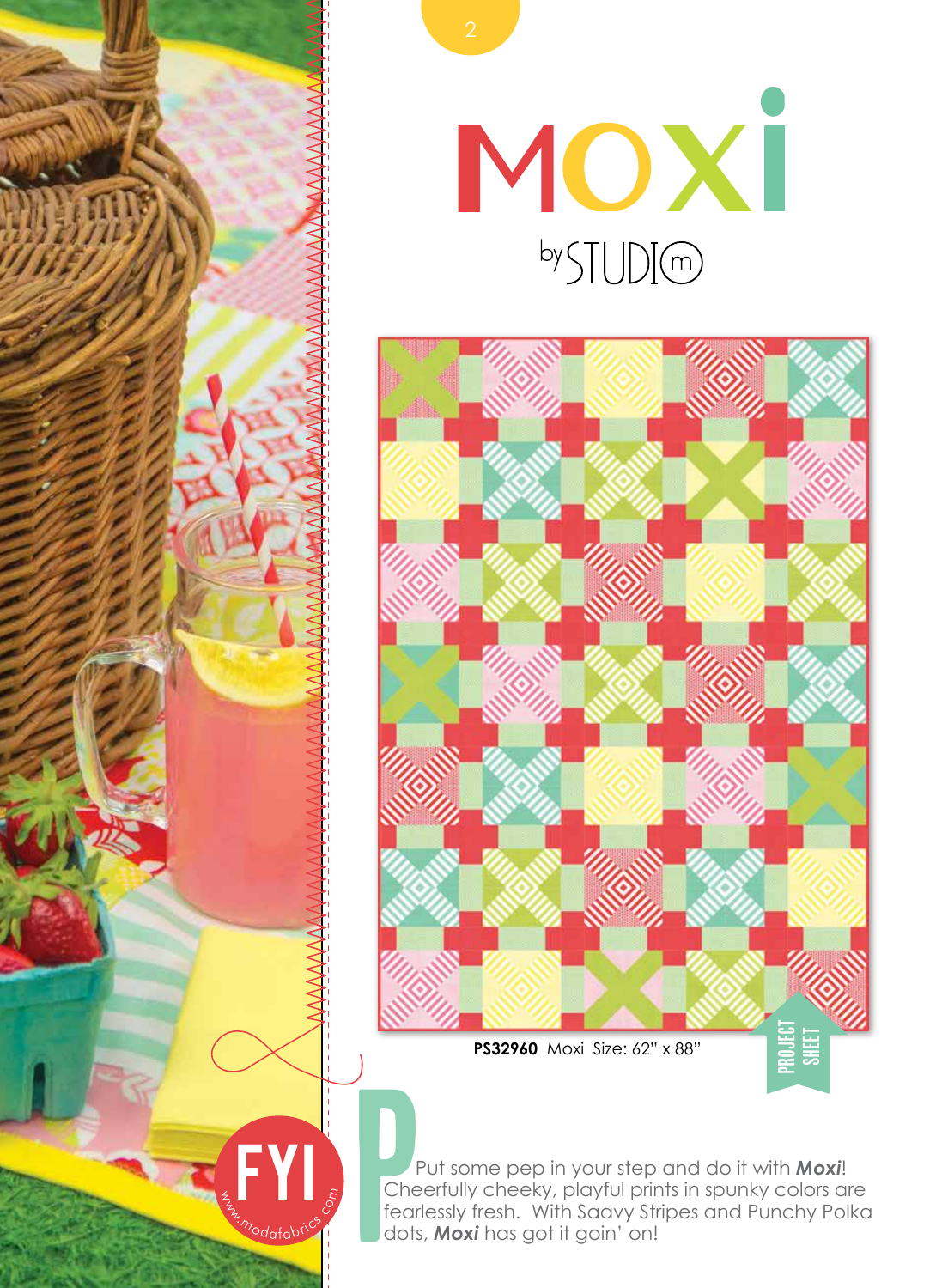# MOXi

by STUDIO m

**PS32960** Moxi Size: 62" x 88"

PROJECT SHEET

Put some pep in your step and do it with ***Moxi***! Cheerfully cheeky, playful prints in spunky colors are fearlessly fresh. With Saavy Stripes and Punchy Polka dots, ***Moxi*** has got it goin' on!

FYI

www.modafabrics.com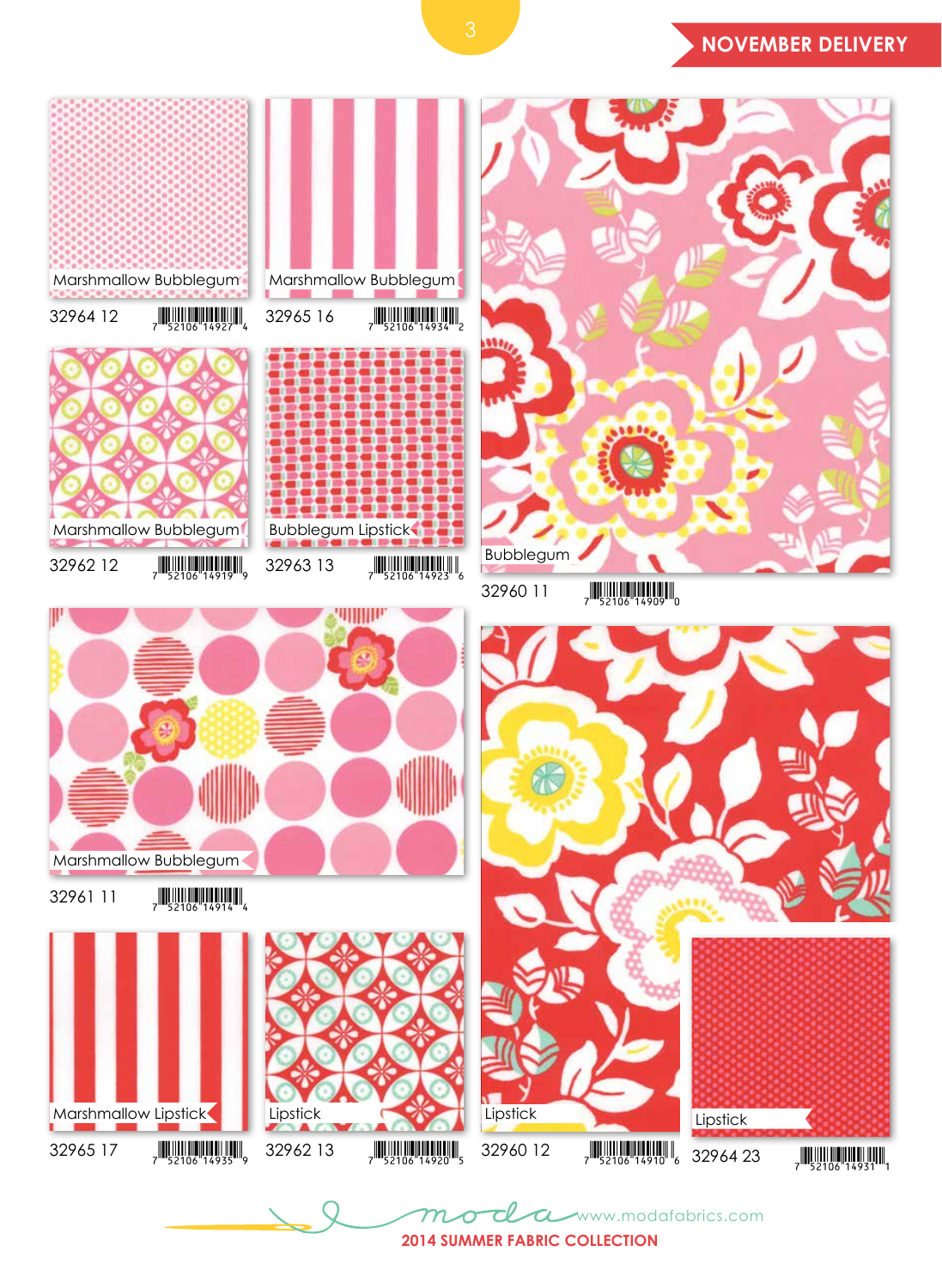## NOVEMBER DELIVERY

Marshmallow Bubblegum
32964 12 7 52106 14927 4

Marshmallow Bubblegum
32965 16 7 52106 14934 2

Bubblegum
32960 11 7 52106 14909 0

Marshmallow Bubblegum
32962 12 7 52106 14919 9

Bubblegum Lipstick
32963 13 7 52106 14923 6

Marshmallow Bubblegum
32961 11 7 52106 14914 4

Marshmallow Lipstick
32965 17 7 52106 14935 9

Lipstick
32962 13 7 52106 14920 5

Lipstick
32960 12 7 52106 14910 6

Lipstick
32964 23 7 52106 14931 1

moda www.modafabrics.com

2014 SUMMER FABRIC COLLECTION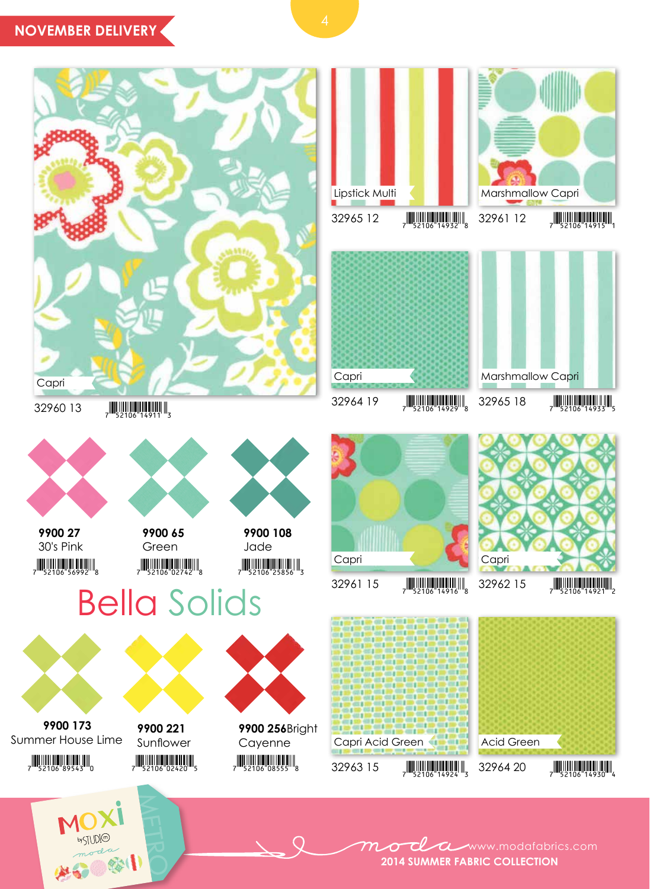NOVEMBER DELIVERY

Capri
32960 13
7 52106 14911 3

Lipstick Multi
32965 12
7 52106 14932 8

Marshmallow Capri
32961 12
7 52106 14915 1

Capri
32964 19
7 52106 14929 8

Marshmallow Capri
32965 18
7 52106 14933 5

9900 27
30's Pink
7 52106 56992 8

9900 65
Green
7 52106 02742 8

9900 108
Jade
7 52106 25856 3

Capri
32961 15
7 52106 14916 8

Capri
32962 15
7 52106 14921 2

## Bella Solids

9900 173
Summer House Lime
7 52106 89543 0

9900 221
Sunflower
7 52106 02420 5

9900 256 Bright Cayenne
7 52106 08555 8

Capri Acid Green
32963 15
7 52106 14924 3

Acid Green
32964 20
7 52106 14930 4

MOXI by STUDIO M moda METRO

moda www.modafabrics.com
2014 SUMMER FABRIC COLLECTION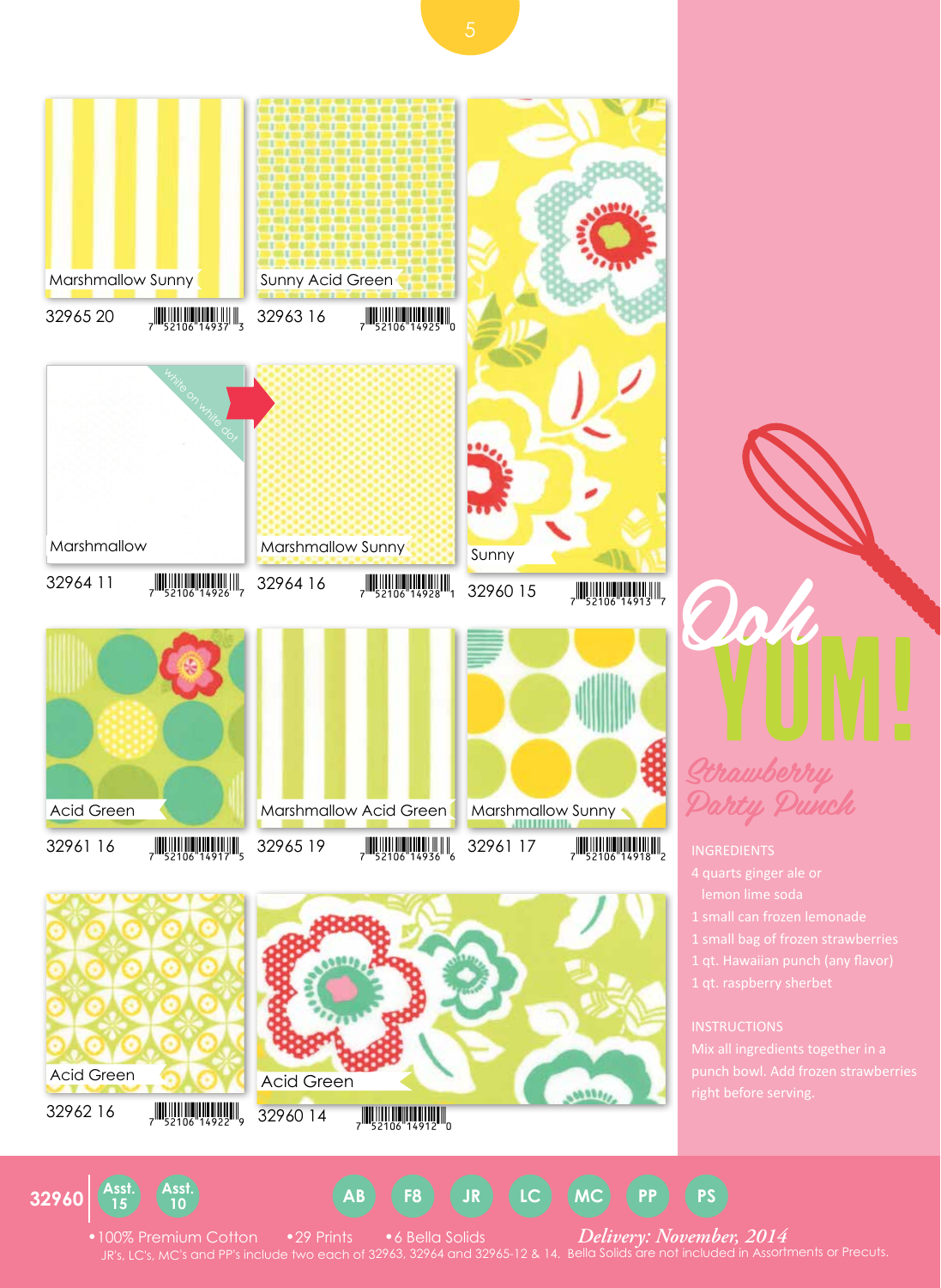Marshmallow Sunny
32965 20

Sunny Acid Green
32963 16

Sunny
32960 15

Marshmallow
32964 11

white on white dot

Marshmallow Sunny
32964 16

Acid Green
32961 16

Marshmallow Acid Green
32965 19

Marshmallow Sunny
32961 17

Acid Green
32962 16

Acid Green
32960 14

# Ooh YUM!

## Strawberry Party Punch

INGREDIENTS

- 4 quarts ginger ale or lemon lime soda
- 1 small can frozen lemonade
- 1 small bag of frozen strawberries
- 1 qt. Hawaiian punch (any flavor)
- 1 qt. raspberry sherbet

INSTRUCTIONS

Mix all ingredients together in a punch bowl. Add frozen strawberries right before serving.

32960 Asst. 15 Asst. 10 AB F8 JR LC MC PP PS

• 100% Premium Cotton • 29 Prints • 6 Bella Solids *Delivery: November, 2014*

JR's, LC's, MC's and PP's include two each of 32963, 32964 and 32965-12 & 14. Bella Solids are not included in Assortments or Precuts.